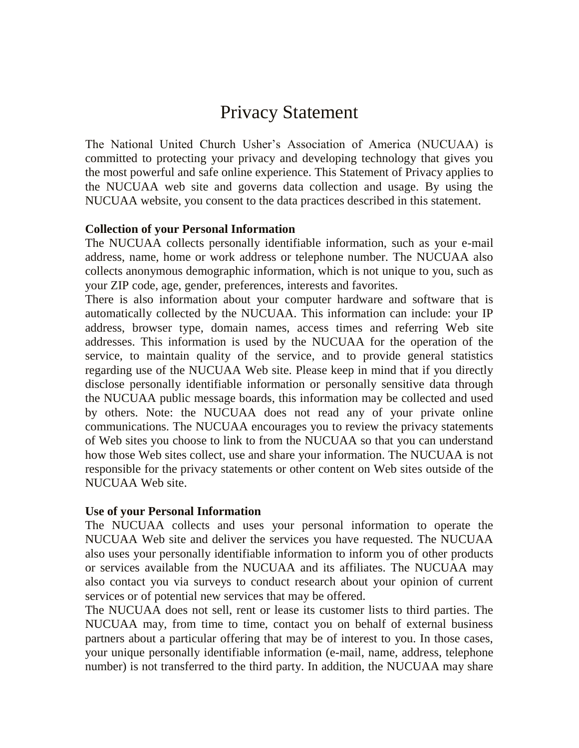# Privacy Statement

The National United Church Usher's Association of America (NUCUAA) is committed to protecting your privacy and developing technology that gives you the most powerful and safe online experience. This Statement of Privacy applies to the NUCUAA web site and governs data collection and usage. By using the NUCUAA website, you consent to the data practices described in this statement.

**Collection of your Personal Information**

The NUCUAA collects personally identifiable information, such as your e-mail address, name, home or work address or telephone number. The NUCUAA also collects anonymous demographic information, which is not unique to you, such as your ZIP code, age, gender, preferences, interests and favorites.

There is also information about your computer hardware and software that is automatically collected by the NUCUAA. This information can include: your IP address, browser type, domain names, access times and referring Web site addresses. This information is used by the NUCUAA for the operation of the service, to maintain quality of the service, and to provide general statistics regarding use of the NUCUAA Web site. Please keep in mind that if you directly disclose personally identifiable information or personally sensitive data through the NUCUAA public message boards, this information may be collected and used by others. Note: the NUCUAA does not read any of your private online communications. The NUCUAA encourages you to review the privacy statements of Web sites you choose to link to from the NUCUAA so that you can understand how those Web sites collect, use and share your information. The NUCUAA is not responsible for the privacy statements or other content on Web sites outside of the NUCUAA Web site.

**Use of your Personal Information**

The NUCUAA collects and uses your personal information to operate the NUCUAA Web site and deliver the services you have requested. The NUCUAA also uses your personally identifiable information to inform you of other products or services available from the NUCUAA and its affiliates. The NUCUAA may also contact you via surveys to conduct research about your opinion of current services or of potential new services that may be offered.

The NUCUAA does not sell, rent or lease its customer lists to third parties. The NUCUAA may, from time to time, contact you on behalf of external business partners about a particular offering that may be of interest to you. In those cases, your unique personally identifiable information (e-mail, name, address, telephone number) is not transferred to the third party. In addition, the NUCUAA may share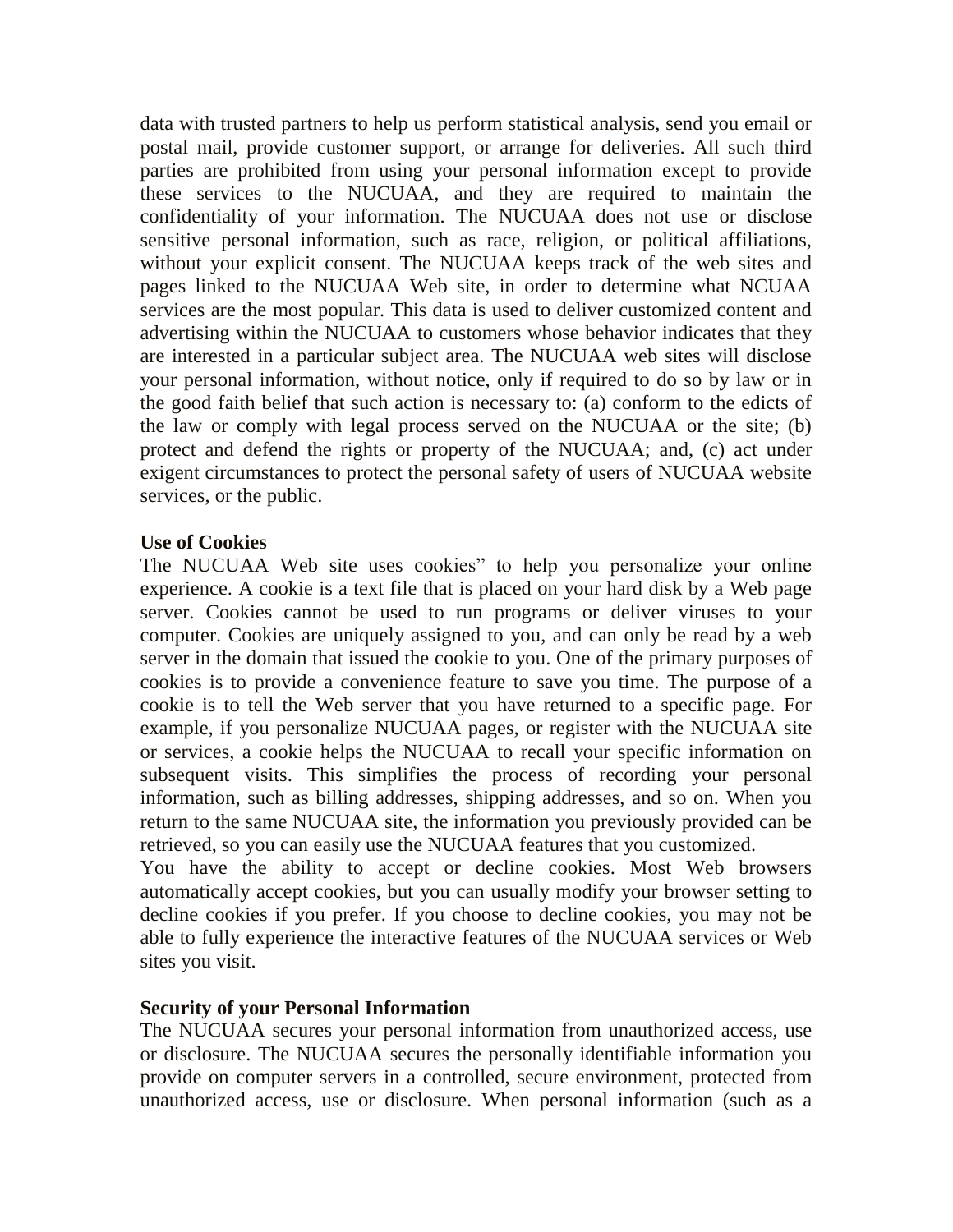data with trusted partners to help us perform statistical analysis, send you email or postal mail, provide customer support, or arrange for deliveries. All such third parties are prohibited from using your personal information except to provide these services to the NUCUAA, and they are required to maintain the confidentiality of your information. The NUCUAA does not use or disclose sensitive personal information, such as race, religion, or political affiliations, without your explicit consent. The NUCUAA keeps track of the web sites and pages linked to the NUCUAA Web site, in order to determine what NCUAA services are the most popular. This data is used to deliver customized content and advertising within the NUCUAA to customers whose behavior indicates that they are interested in a particular subject area. The NUCUAA web sites will disclose your personal information, without notice, only if required to do so by law or in the good faith belief that such action is necessary to: (a) conform to the edicts of the law or comply with legal process served on the NUCUAA or the site; (b) protect and defend the rights or property of the NUCUAA; and, (c) act under exigent circumstances to protect the personal safety of users of NUCUAA website services, or the public.

**Use of Cookies**

The NUCUAA Web site uses cookies" to help you personalize your online experience. A cookie is a text file that is placed on your hard disk by a Web page server. Cookies cannot be used to run programs or deliver viruses to your computer. Cookies are uniquely assigned to you, and can only be read by a web server in the domain that issued the cookie to you. One of the primary purposes of cookies is to provide a convenience feature to save you time. The purpose of a cookie is to tell the Web server that you have returned to a specific page. For example, if you personalize NUCUAA pages, or register with the NUCUAA site or services, a cookie helps the NUCUAA to recall your specific information on subsequent visits. This simplifies the process of recording your personal information, such as billing addresses, shipping addresses, and so on. When you return to the same NUCUAA site, the information you previously provided can be retrieved, so you can easily use the NUCUAA features that you customized.

You have the ability to accept or decline cookies. Most Web browsers automatically accept cookies, but you can usually modify your browser setting to decline cookies if you prefer. If you choose to decline cookies, you may not be able to fully experience the interactive features of the NUCUAA services or Web sites you visit.

**Security of your Personal Information**

The NUCUAA secures your personal information from unauthorized access, use or disclosure. The NUCUAA secures the personally identifiable information you provide on computer servers in a controlled, secure environment, protected from unauthorized access, use or disclosure. When personal information (such as a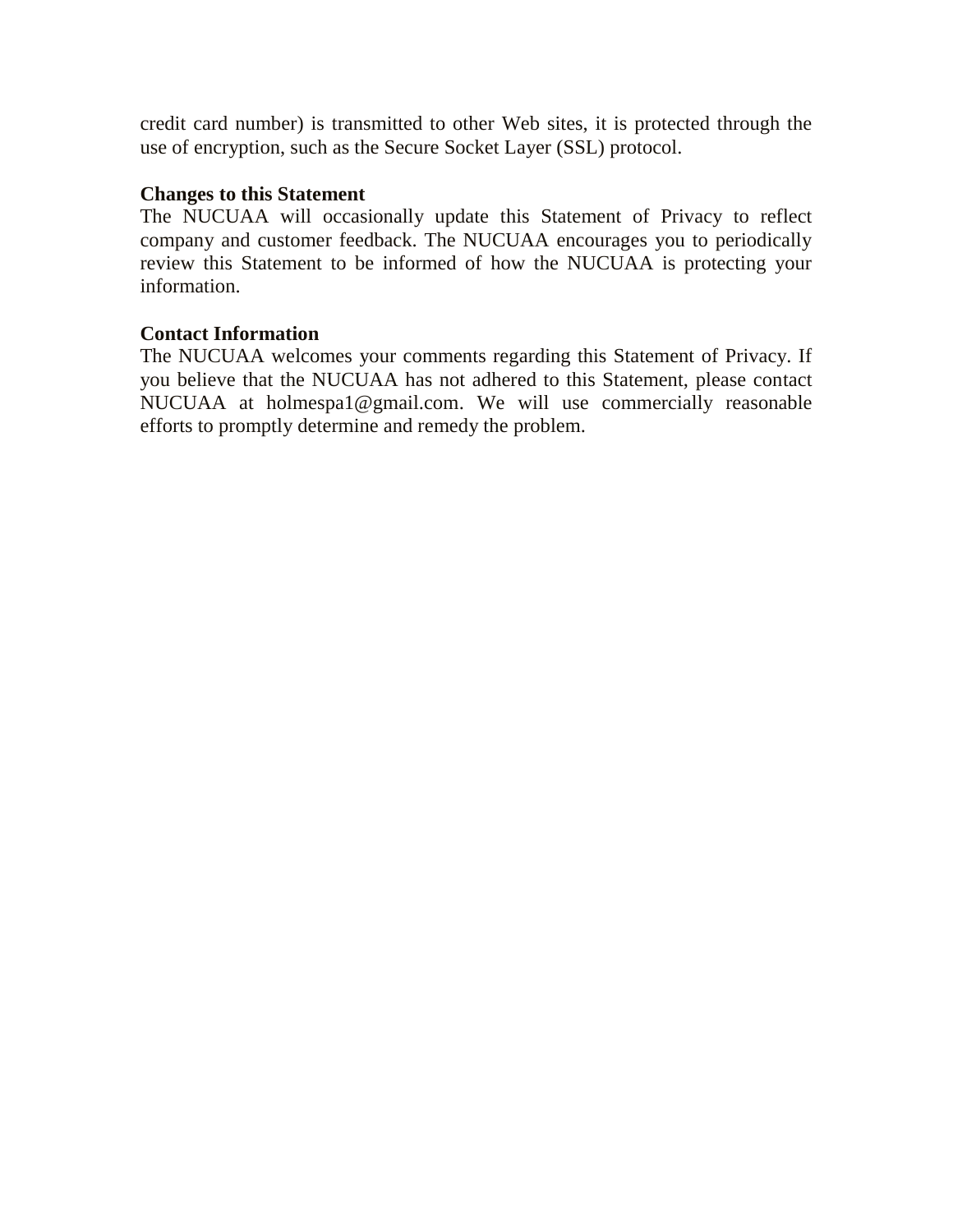credit card number) is transmitted to other Web sites, it is protected through the use of encryption, such as the Secure Socket Layer (SSL) protocol.

**Changes to this Statement**

The NUCUAA will occasionally update this Statement of Privacy to reflect company and customer feedback. The NUCUAA encourages you to periodically review this Statement to be informed of how the NUCUAA is protecting your information.

**Contact Information**

The NUCUAA welcomes your comments regarding this Statement of Privacy. If you believe that the NUCUAA has not adhered to this Statement, please contact NUCUAA at holmespa1@gmail.com. We will use commercially reasonable efforts to promptly determine and remedy the problem.